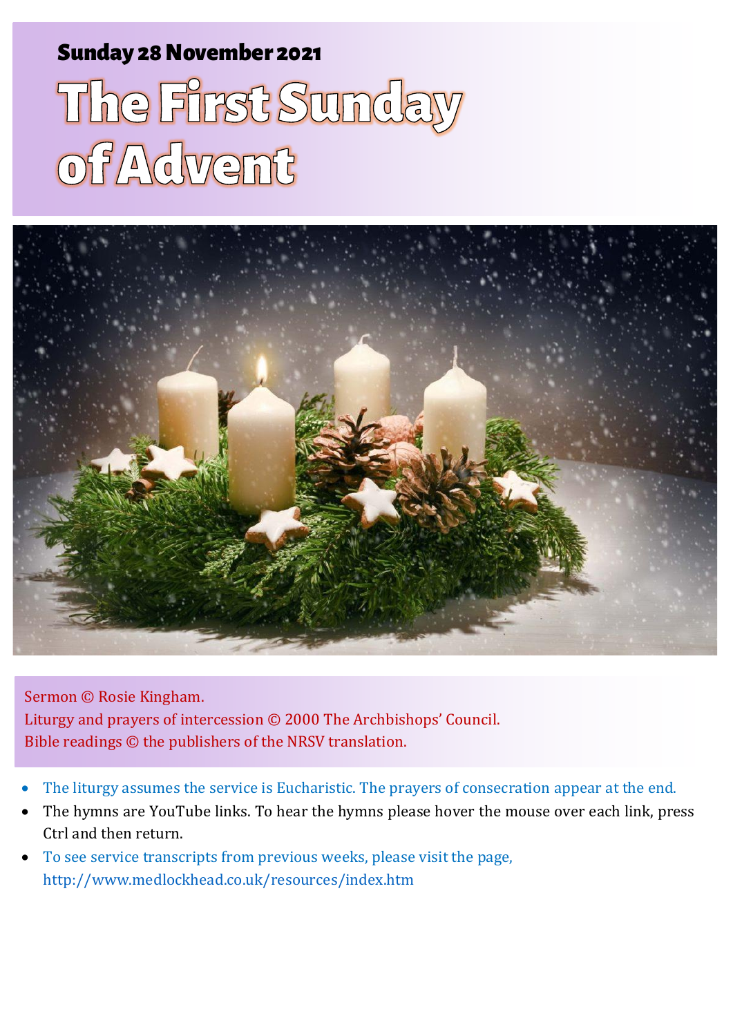**Sunday 28 November 2021**

# The First Sunday of Advent

Sermon © Rosie Kingham.
Liturgy and prayers of intercession © 2000 The Archbishops' Council.
Bible readings © the publishers of the NRSV translation.

- The liturgy assumes the service is Eucharistic. The prayers of consecration appear at the end.
- The hymns are YouTube links. To hear the hymns please hover the mouse over each link, press Ctrl and then return.
- To see service transcripts from previous weeks, please visit the page, http://www.medlockhead.co.uk/resources/index.htm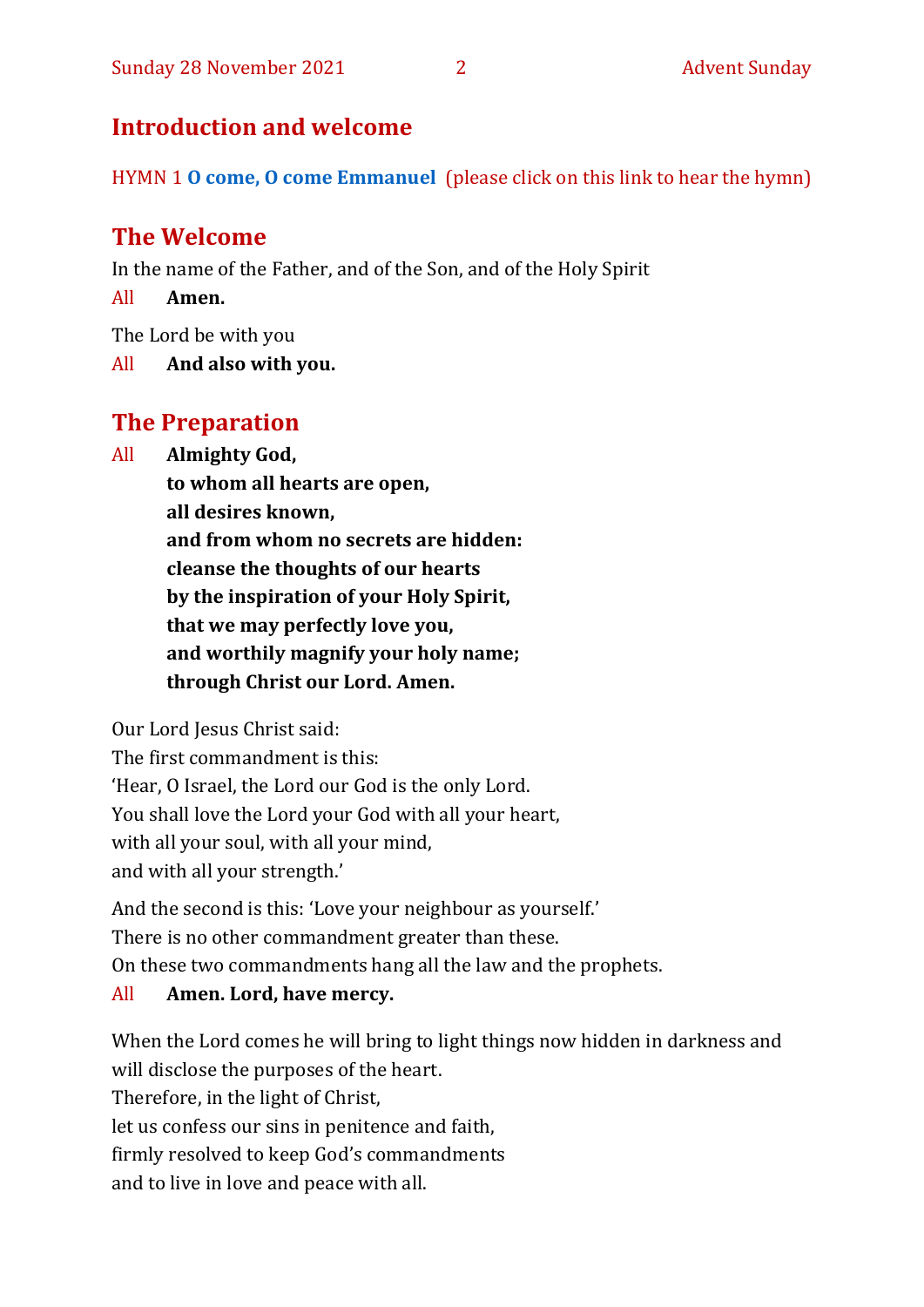## Introduction and welcome

HYMN 1 **O come, O come Emmanuel** (please click on this link to hear the hymn)

## The Welcome

In the name of the Father, and of the Son, and of the Holy Spirit

All **Amen.**

The Lord be with you

All **And also with you.**

## The Preparation

All **Almighty God,**
**to whom all hearts are open,**
**all desires known,**
**and from whom no secrets are hidden:**
**cleanse the thoughts of our hearts**
**by the inspiration of your Holy Spirit,**
**that we may perfectly love you,**
**and worthily magnify your holy name;**
**through Christ our Lord. Amen.**

Our Lord Jesus Christ said:
The first commandment is this:
'Hear, O Israel, the Lord our God is the only Lord.
You shall love the Lord your God with all your heart,
with all your soul, with all your mind,
and with all your strength.'

And the second is this: 'Love your neighbour as yourself.'
There is no other commandment greater than these.
On these two commandments hang all the law and the prophets.

All **Amen. Lord, have mercy.**

When the Lord comes he will bring to light things now hidden in darkness and will disclose the purposes of the heart.
Therefore, in the light of Christ,
let us confess our sins in penitence and faith,
firmly resolved to keep God's commandments
and to live in love and peace with all.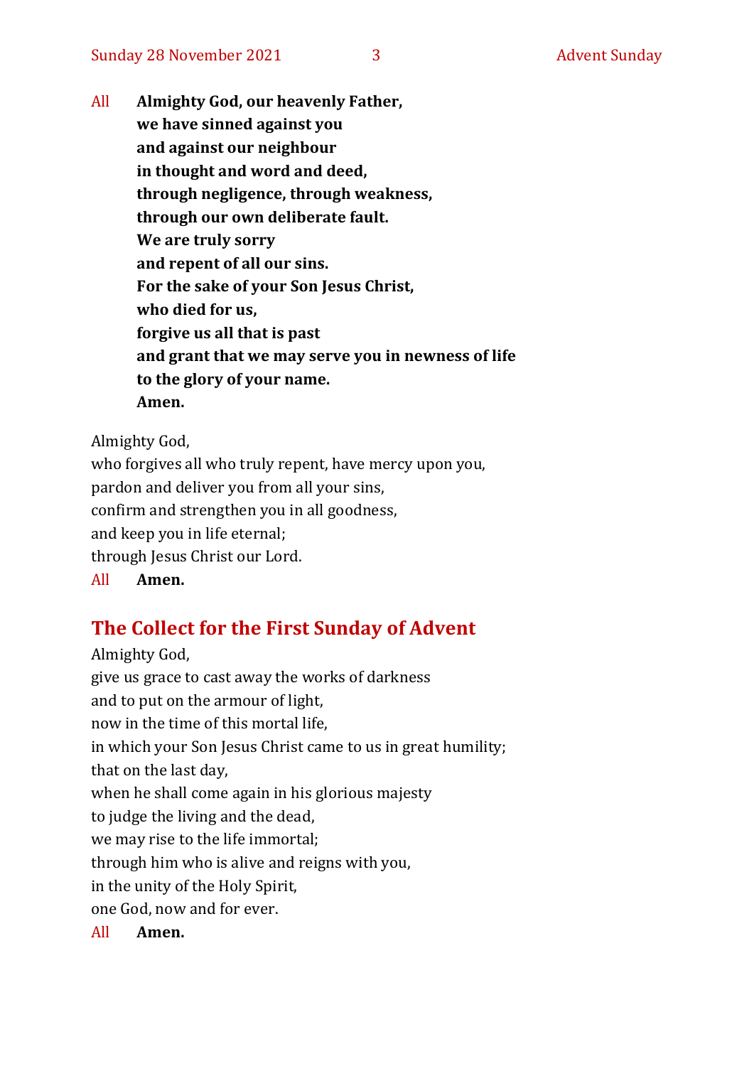All **Almighty God, our heavenly Father,**
**we have sinned against you**
**and against our neighbour**
**in thought and word and deed,**
**through negligence, through weakness,**
**through our own deliberate fault.**
**We are truly sorry**
**and repent of all our sins.**
**For the sake of your Son Jesus Christ,**
**who died for us,**
**forgive us all that is past**
**and grant that we may serve you in newness of life**
**to the glory of your name.**
**Amen.**

Almighty God,
who forgives all who truly repent, have mercy upon you,
pardon and deliver you from all your sins,
confirm and strengthen you in all goodness,
and keep you in life eternal;
through Jesus Christ our Lord.

All **Amen.**

## The Collect for the First Sunday of Advent

Almighty God,
give us grace to cast away the works of darkness
and to put on the armour of light,
now in the time of this mortal life,
in which your Son Jesus Christ came to us in great humility;
that on the last day,
when he shall come again in his glorious majesty
to judge the living and the dead,
we may rise to the life immortal;
through him who is alive and reigns with you,
in the unity of the Holy Spirit,
one God, now and for ever.

All **Amen.**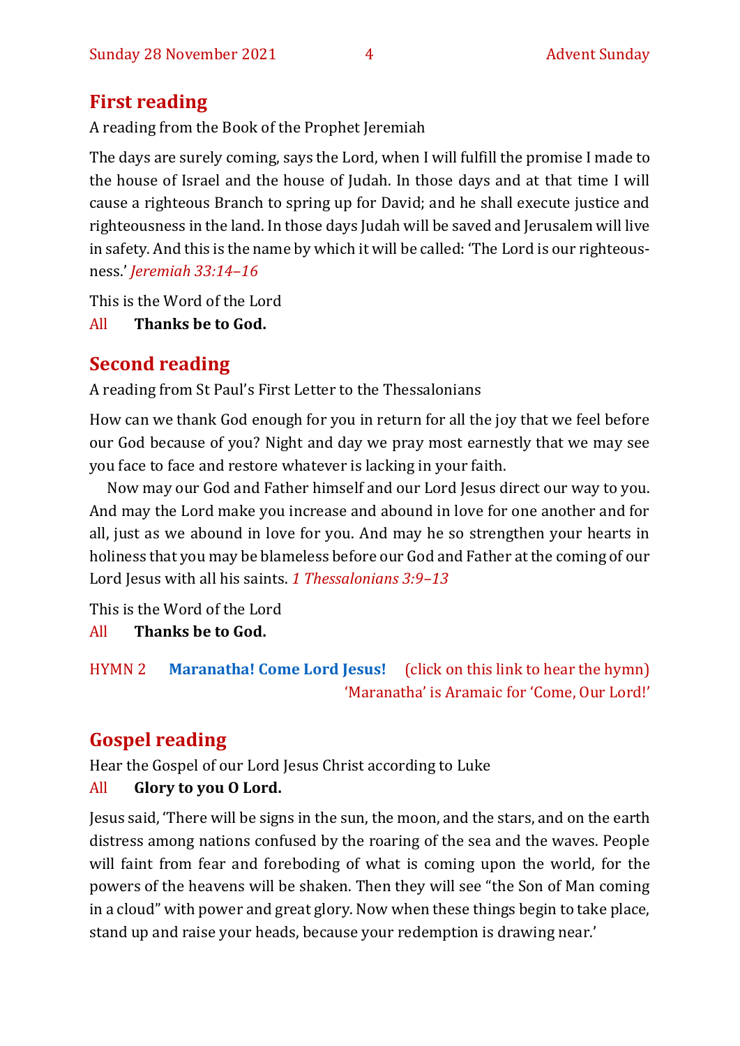## First reading

A reading from the Book of the Prophet Jeremiah

The days are surely coming, says the Lord, when I will fulfill the promise I made to the house of Israel and the house of Judah. In those days and at that time I will cause a righteous Branch to spring up for David; and he shall execute justice and righteousness in the land. In those days Judah will be saved and Jerusalem will live in safety. And this is the name by which it will be called: 'The Lord is our righteousness.' *Jeremiah 33:14–16*

This is the Word of the Lord

All **Thanks be to God.**

## Second reading

A reading from St Paul's First Letter to the Thessalonians

How can we thank God enough for you in return for all the joy that we feel before our God because of you? Night and day we pray most earnestly that we may see you face to face and restore whatever is lacking in your faith.

Now may our God and Father himself and our Lord Jesus direct our way to you. And may the Lord make you increase and abound in love for one another and for all, just as we abound in love for you. And may he so strengthen your hearts in holiness that you may be blameless before our God and Father at the coming of our Lord Jesus with all his saints. *1 Thessalonians 3:9–13*

This is the Word of the Lord

All **Thanks be to God.**

HYMN 2 **Maranatha! Come Lord Jesus!** (click on this link to hear the hymn)
'Maranatha' is Aramaic for 'Come, Our Lord!'

## Gospel reading

Hear the Gospel of our Lord Jesus Christ according to Luke

All **Glory to you O Lord.**

Jesus said, 'There will be signs in the sun, the moon, and the stars, and on the earth distress among nations confused by the roaring of the sea and the waves. People will faint from fear and foreboding of what is coming upon the world, for the powers of the heavens will be shaken. Then they will see "the Son of Man coming in a cloud" with power and great glory. Now when these things begin to take place, stand up and raise your heads, because your redemption is drawing near.'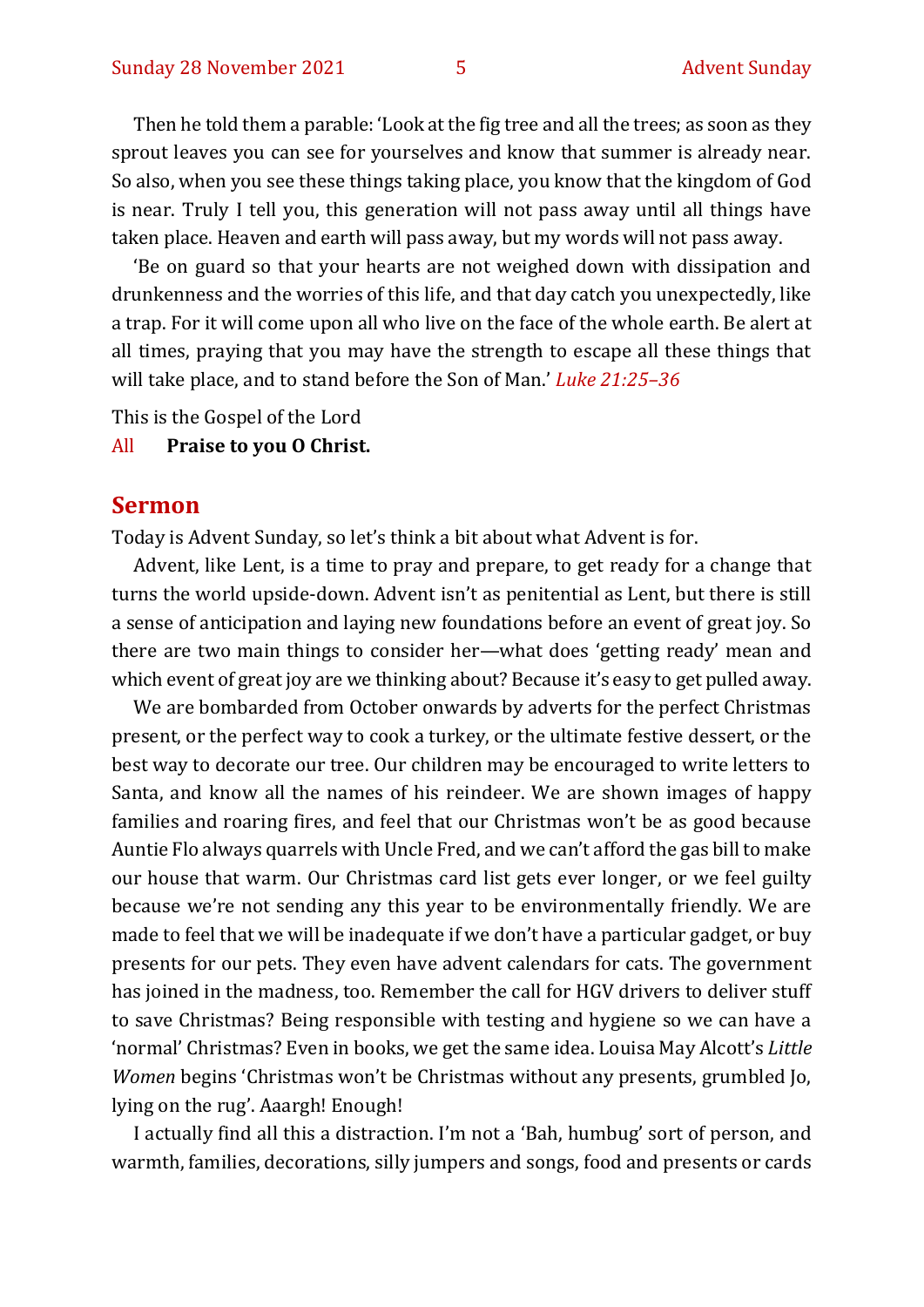Then he told them a parable: 'Look at the fig tree and all the trees; as soon as they sprout leaves you can see for yourselves and know that summer is already near. So also, when you see these things taking place, you know that the kingdom of God is near. Truly I tell you, this generation will not pass away until all things have taken place. Heaven and earth will pass away, but my words will not pass away.

'Be on guard so that your hearts are not weighed down with dissipation and drunkenness and the worries of this life, and that day catch you unexpectedly, like a trap. For it will come upon all who live on the face of the whole earth. Be alert at all times, praying that you may have the strength to escape all these things that will take place, and to stand before the Son of Man.' *Luke 21:25–36*

This is the Gospel of the Lord

All **Praise to you O Christ.**

## Sermon

Today is Advent Sunday, so let's think a bit about what Advent is for.

Advent, like Lent, is a time to pray and prepare, to get ready for a change that turns the world upside-down. Advent isn't as penitential as Lent, but there is still a sense of anticipation and laying new foundations before an event of great joy. So there are two main things to consider her—what does 'getting ready' mean and which event of great joy are we thinking about? Because it's easy to get pulled away.

We are bombarded from October onwards by adverts for the perfect Christmas present, or the perfect way to cook a turkey, or the ultimate festive dessert, or the best way to decorate our tree. Our children may be encouraged to write letters to Santa, and know all the names of his reindeer. We are shown images of happy families and roaring fires, and feel that our Christmas won't be as good because Auntie Flo always quarrels with Uncle Fred, and we can't afford the gas bill to make our house that warm. Our Christmas card list gets ever longer, or we feel guilty because we're not sending any this year to be environmentally friendly. We are made to feel that we will be inadequate if we don't have a particular gadget, or buy presents for our pets. They even have advent calendars for cats. The government has joined in the madness, too. Remember the call for HGV drivers to deliver stuff to save Christmas? Being responsible with testing and hygiene so we can have a 'normal' Christmas? Even in books, we get the same idea. Louisa May Alcott's *Little Women* begins 'Christmas won't be Christmas without any presents, grumbled Jo, lying on the rug'. Aaargh! Enough!

I actually find all this a distraction. I'm not a 'Bah, humbug' sort of person, and warmth, families, decorations, silly jumpers and songs, food and presents or cards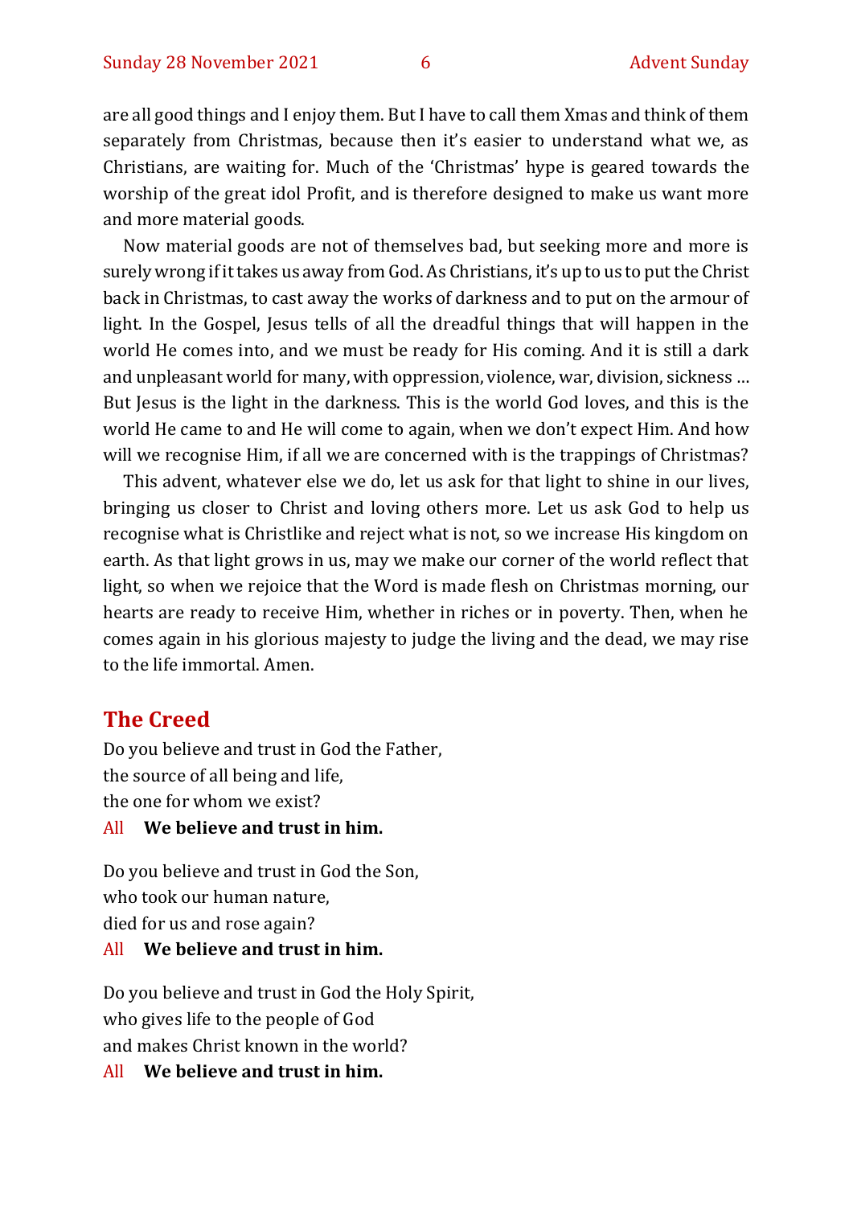are all good things and I enjoy them. But I have to call them Xmas and think of them separately from Christmas, because then it's easier to understand what we, as Christians, are waiting for. Much of the 'Christmas' hype is geared towards the worship of the great idol Profit, and is therefore designed to make us want more and more material goods.

Now material goods are not of themselves bad, but seeking more and more is surely wrong if it takes us away from God. As Christians, it's up to us to put the Christ back in Christmas, to cast away the works of darkness and to put on the armour of light. In the Gospel, Jesus tells of all the dreadful things that will happen in the world He comes into, and we must be ready for His coming. And it is still a dark and unpleasant world for many, with oppression, violence, war, division, sickness … But Jesus is the light in the darkness. This is the world God loves, and this is the world He came to and He will come to again, when we don't expect Him. And how will we recognise Him, if all we are concerned with is the trappings of Christmas?

This advent, whatever else we do, let us ask for that light to shine in our lives, bringing us closer to Christ and loving others more. Let us ask God to help us recognise what is Christlike and reject what is not, so we increase His kingdom on earth. As that light grows in us, may we make our corner of the world reflect that light, so when we rejoice that the Word is made flesh on Christmas morning, our hearts are ready to receive Him, whether in riches or in poverty. Then, when he comes again in his glorious majesty to judge the living and the dead, we may rise to the life immortal. Amen.

## The Creed

Do you believe and trust in God the Father,
the source of all being and life,
the one for whom we exist?

All **We believe and trust in him.**

Do you believe and trust in God the Son,
who took our human nature,
died for us and rose again?

All **We believe and trust in him.**

Do you believe and trust in God the Holy Spirit,
who gives life to the people of God
and makes Christ known in the world?

All **We believe and trust in him.**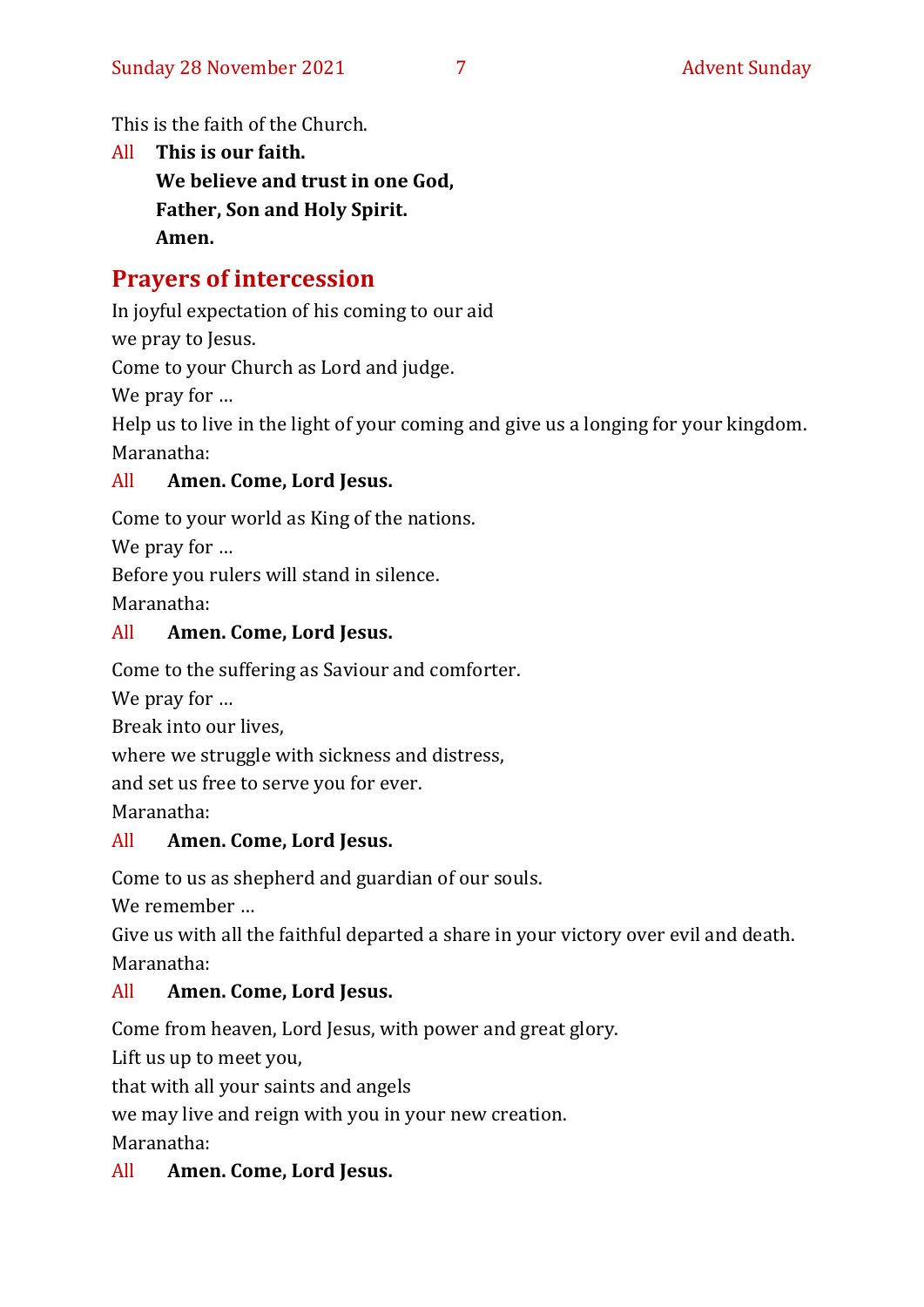This is the faith of the Church.

All **This is our faith.**
**We believe and trust in one God,**
**Father, Son and Holy Spirit.**
**Amen.**

## Prayers of intercession

In joyful expectation of his coming to our aid
we pray to Jesus.
Come to your Church as Lord and judge.
We pray for …
Help us to live in the light of your coming and give us a longing for your kingdom.
Maranatha:

All **Amen. Come, Lord Jesus.**

Come to your world as King of the nations.
We pray for …
Before you rulers will stand in silence.
Maranatha:

All **Amen. Come, Lord Jesus.**

Come to the suffering as Saviour and comforter.
We pray for …
Break into our lives,
where we struggle with sickness and distress,
and set us free to serve you for ever.
Maranatha:

All **Amen. Come, Lord Jesus.**

Come to us as shepherd and guardian of our souls.
We remember …
Give us with all the faithful departed a share in your victory over evil and death.
Maranatha:

All **Amen. Come, Lord Jesus.**

Come from heaven, Lord Jesus, with power and great glory.
Lift us up to meet you,
that with all your saints and angels
we may live and reign with you in your new creation.
Maranatha:

All **Amen. Come, Lord Jesus.**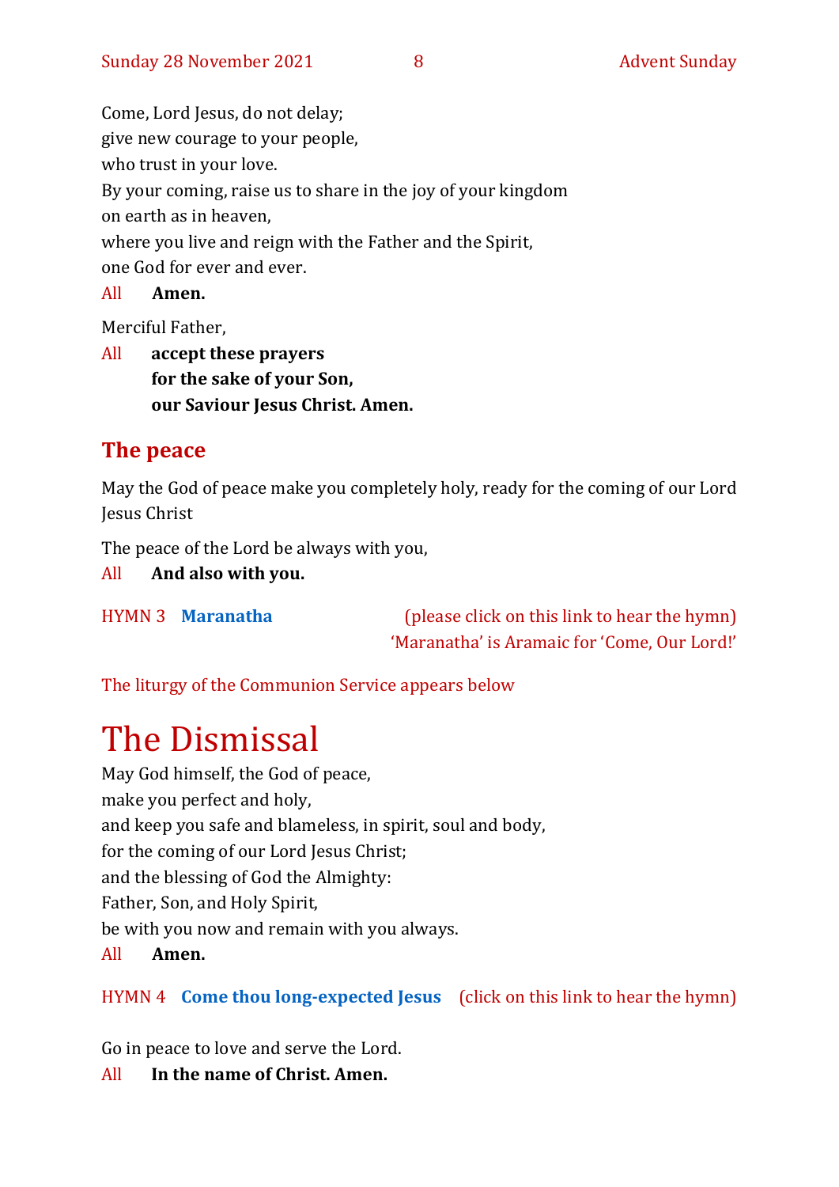Come, Lord Jesus, do not delay;
give new courage to your people,
who trust in your love.
By your coming, raise us to share in the joy of your kingdom
on earth as in heaven,
where you live and reign with the Father and the Spirit,
one God for ever and ever.

All **Amen.**

Merciful Father,

All **accept these prayers**
**for the sake of your Son,**
**our Saviour Jesus Christ. Amen.**

## The peace

May the God of peace make you completely holy, ready for the coming of our Lord Jesus Christ

The peace of the Lord be always with you,

All **And also with you.**

HYMN 3 **Maranatha** (please click on this link to hear the hymn)
'Maranatha' is Aramaic for 'Come, Our Lord!'

The liturgy of the Communion Service appears below

# The Dismissal

May God himself, the God of peace,
make you perfect and holy,
and keep you safe and blameless, in spirit, soul and body,
for the coming of our Lord Jesus Christ;
and the blessing of God the Almighty:
Father, Son, and Holy Spirit,
be with you now and remain with you always.

All **Amen.**

HYMN 4 **Come thou long-expected Jesus** (click on this link to hear the hymn)

Go in peace to love and serve the Lord.

All **In the name of Christ. Amen.**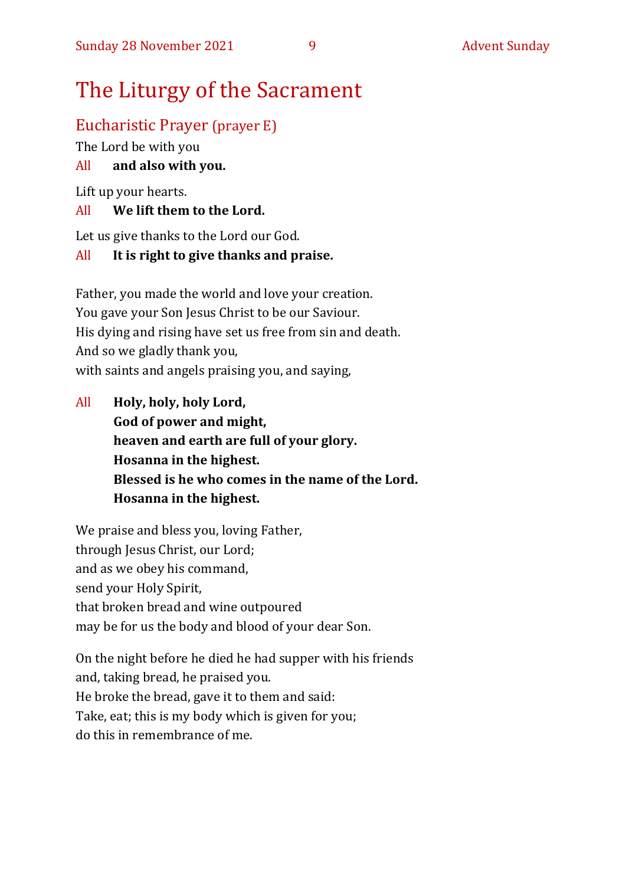# The Liturgy of the Sacrament

## Eucharistic Prayer (prayer E)

The Lord be with you

All **and also with you.**

Lift up your hearts.

All **We lift them to the Lord.**

Let us give thanks to the Lord our God.

All **It is right to give thanks and praise.**

Father, you made the world and love your creation.
You gave your Son Jesus Christ to be our Saviour.
His dying and rising have set us free from sin and death.
And so we gladly thank you,
with saints and angels praising you, and saying,

All **Holy, holy, holy Lord,**
**God of power and might,**
**heaven and earth are full of your glory.**
**Hosanna in the highest.**
**Blessed is he who comes in the name of the Lord.**
**Hosanna in the highest.**

We praise and bless you, loving Father,
through Jesus Christ, our Lord;
and as we obey his command,
send your Holy Spirit,
that broken bread and wine outpoured
may be for us the body and blood of your dear Son.

On the night before he died he had supper with his friends
and, taking bread, he praised you.
He broke the bread, gave it to them and said:
Take, eat; this is my body which is given for you;
do this in remembrance of me.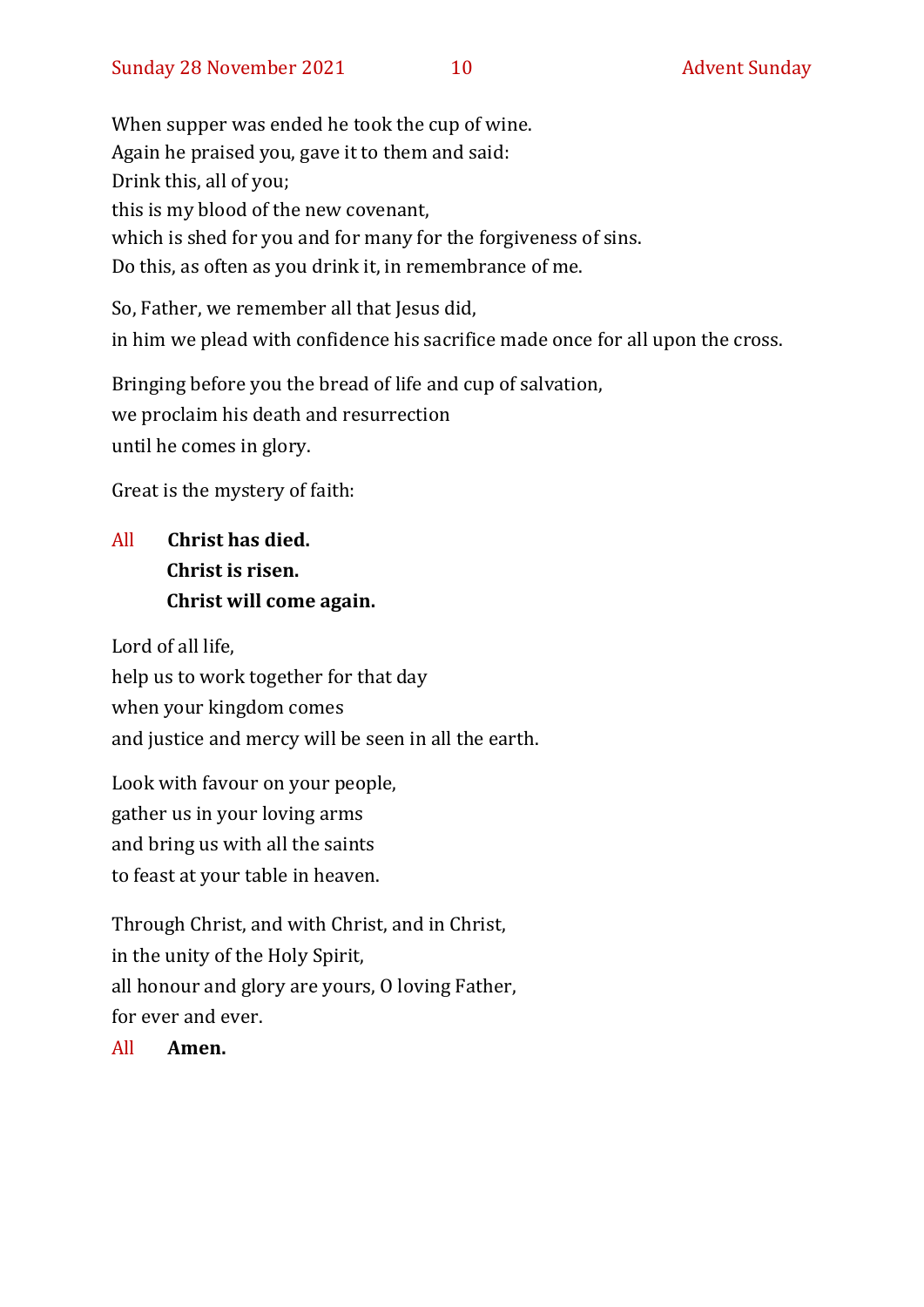When supper was ended he took the cup of wine.
Again he praised you, gave it to them and said:
Drink this, all of you;
this is my blood of the new covenant,
which is shed for you and for many for the forgiveness of sins.
Do this, as often as you drink it, in remembrance of me.

So, Father, we remember all that Jesus did,
in him we plead with confidence his sacrifice made once for all upon the cross.

Bringing before you the bread of life and cup of salvation,
we proclaim his death and resurrection
until he comes in glory.

Great is the mystery of faith:

All **Christ has died.**
**Christ is risen.**
**Christ will come again.**

Lord of all life,
help us to work together for that day
when your kingdom comes
and justice and mercy will be seen in all the earth.

Look with favour on your people,
gather us in your loving arms
and bring us with all the saints
to feast at your table in heaven.

Through Christ, and with Christ, and in Christ,
in the unity of the Holy Spirit,
all honour and glory are yours, O loving Father,
for ever and ever.

All **Amen.**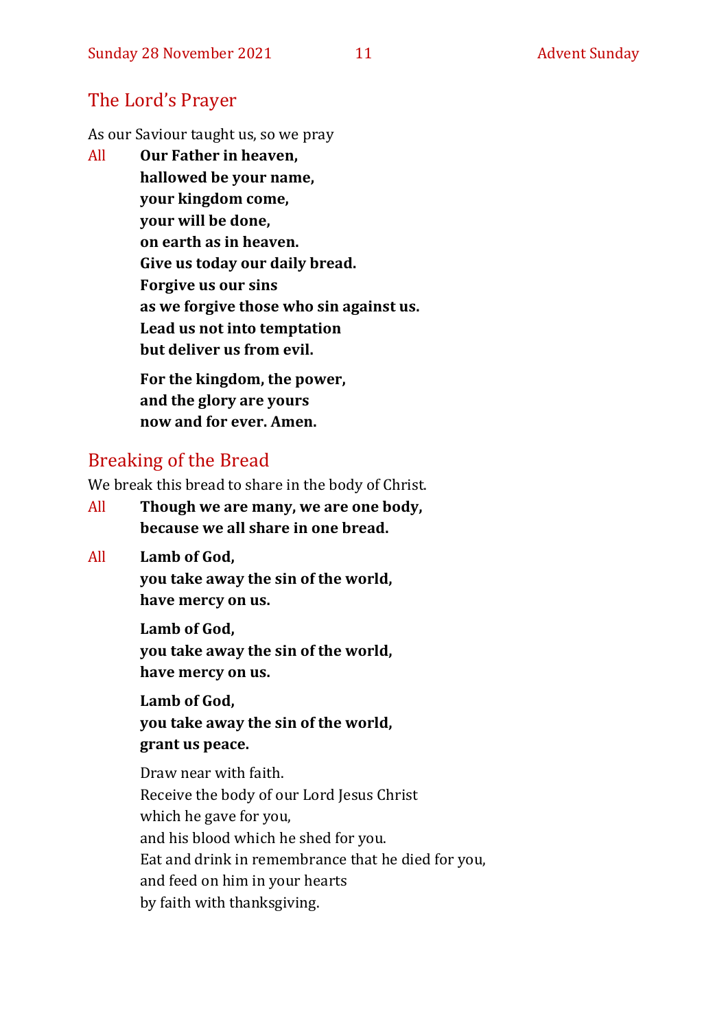## The Lord's Prayer

As our Saviour taught us, so we pray

All **Our Father in heaven,**
**hallowed be your name,**
**your kingdom come,**
**your will be done,**
**on earth as in heaven.**
**Give us today our daily bread.**
**Forgive us our sins**
**as we forgive those who sin against us.**
**Lead us not into temptation**
**but deliver us from evil.**

**For the kingdom, the power,**
**and the glory are yours**
**now and for ever. Amen.**

## Breaking of the Bread

We break this bread to share in the body of Christ.

All **Though we are many, we are one body,**
**because we all share in one bread.**

All **Lamb of God,**
**you take away the sin of the world,**
**have mercy on us.**

**Lamb of God,**
**you take away the sin of the world,**
**have mercy on us.**

**Lamb of God,**
**you take away the sin of the world,**
**grant us peace.**

Draw near with faith.
Receive the body of our Lord Jesus Christ
which he gave for you,
and his blood which he shed for you.
Eat and drink in remembrance that he died for you,
and feed on him in your hearts
by faith with thanksgiving.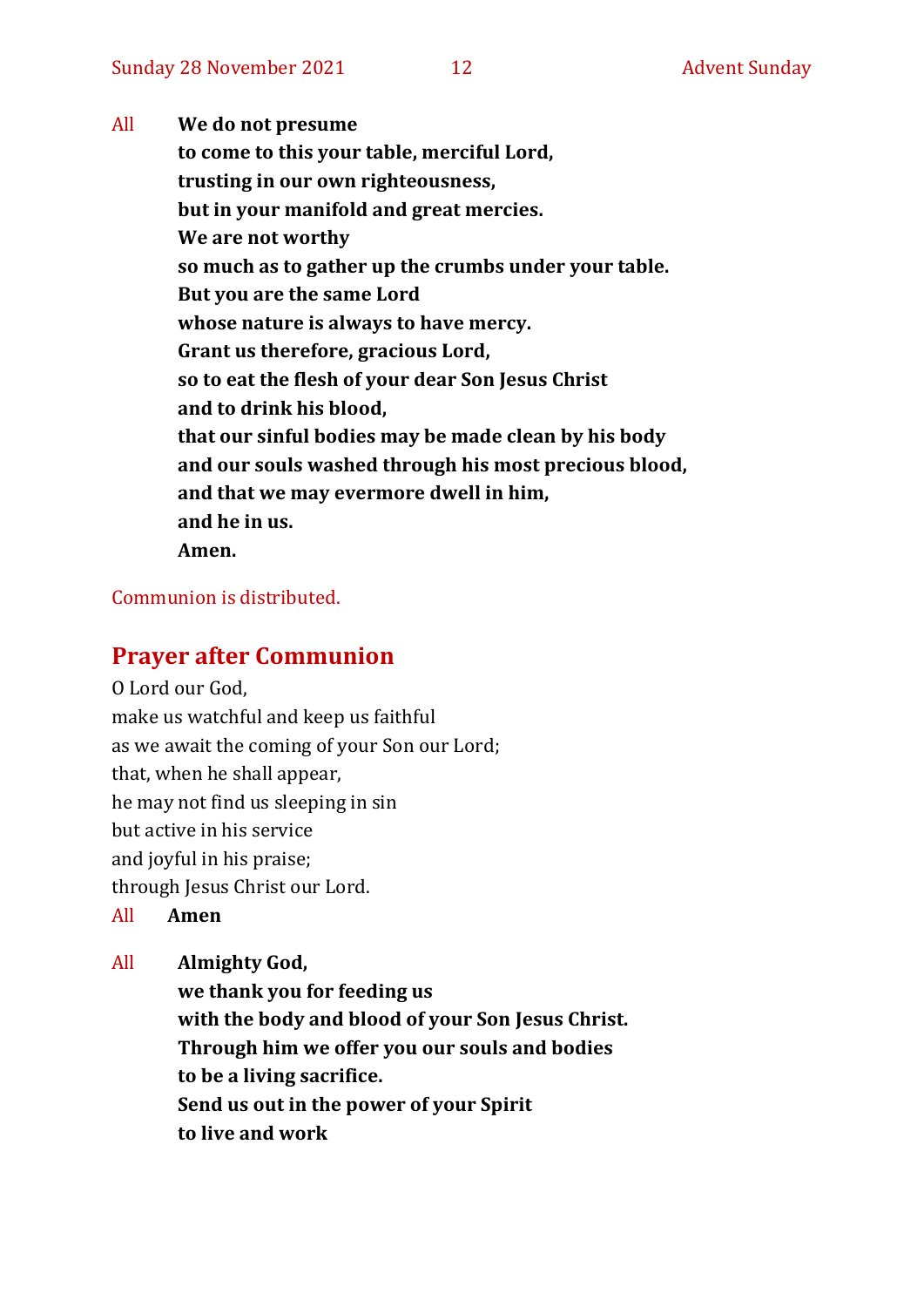All **We do not presume**
**to come to this your table, merciful Lord,**
**trusting in our own righteousness,**
**but in your manifold and great mercies.**
**We are not worthy**
**so much as to gather up the crumbs under your table.**
**But you are the same Lord**
**whose nature is always to have mercy.**
**Grant us therefore, gracious Lord,**
**so to eat the flesh of your dear Son Jesus Christ**
**and to drink his blood,**
**that our sinful bodies may be made clean by his body**
**and our souls washed through his most precious blood,**
**and that we may evermore dwell in him,**
**and he in us.**
**Amen.**

Communion is distributed.

## Prayer after Communion

O Lord our God,
make us watchful and keep us faithful
as we await the coming of your Son our Lord;
that, when he shall appear,
he may not find us sleeping in sin
but active in his service
and joyful in his praise;
through Jesus Christ our Lord.

All **Amen**

All **Almighty God,**
**we thank you for feeding us**
**with the body and blood of your Son Jesus Christ.**
**Through him we offer you our souls and bodies**
**to be a living sacrifice.**
**Send us out in the power of your Spirit**
**to live and work**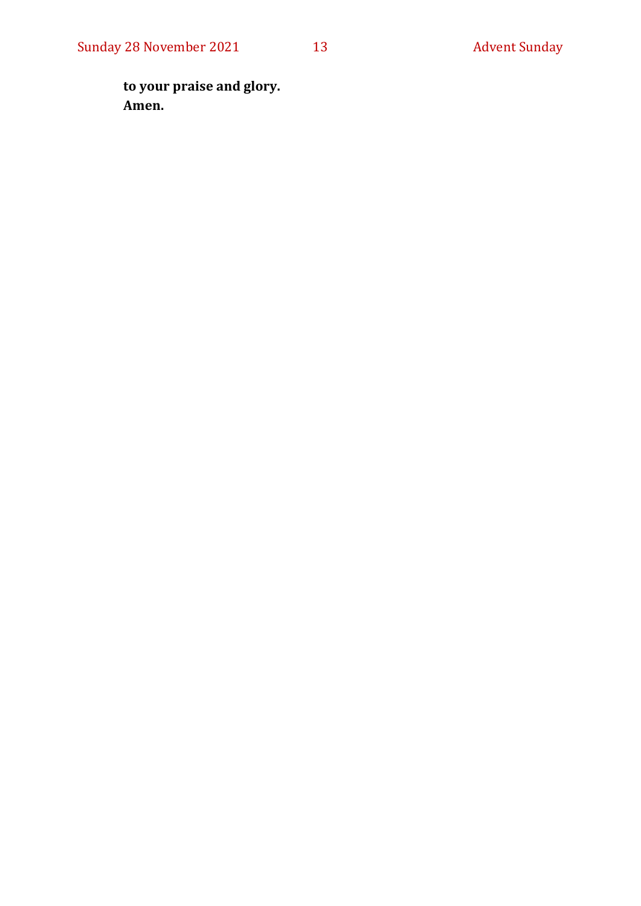**to your praise and glory.**
**Amen.**